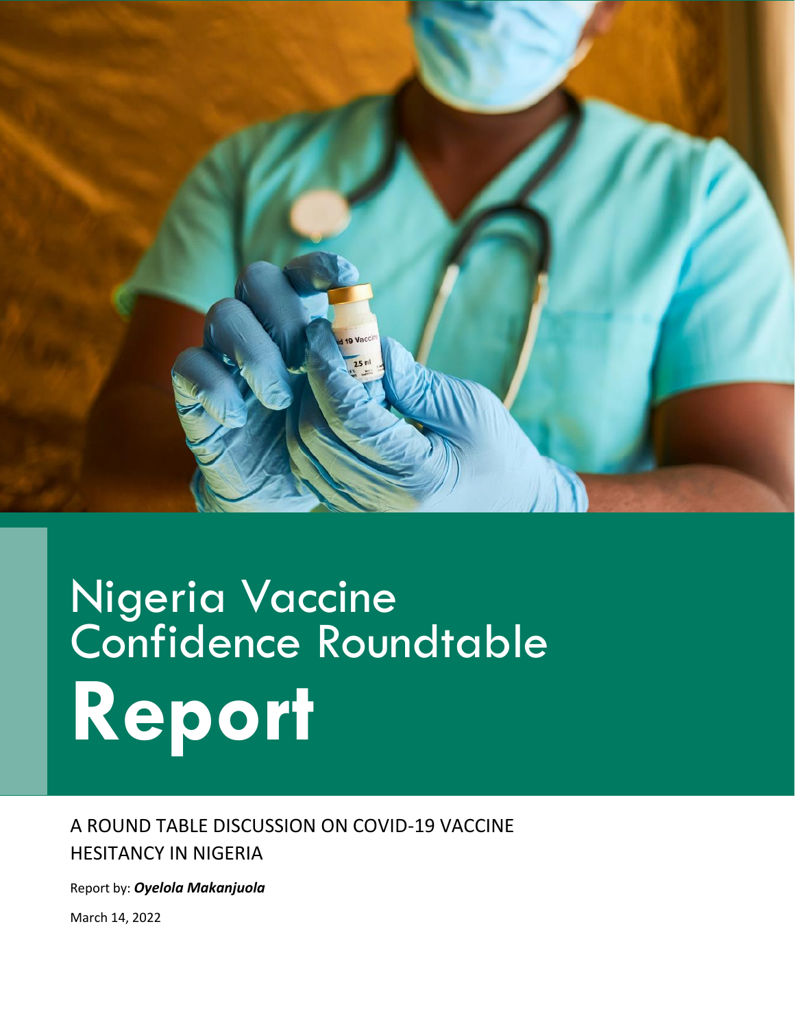# Nigeria Vaccine Confidence Roundtable **Report**

A ROUND TABLE DISCUSSION ON COVID-19 VACCINE HESITANCY IN NIGERIA

Report by: ***Oyelola Makanjuola***

March 14, 2022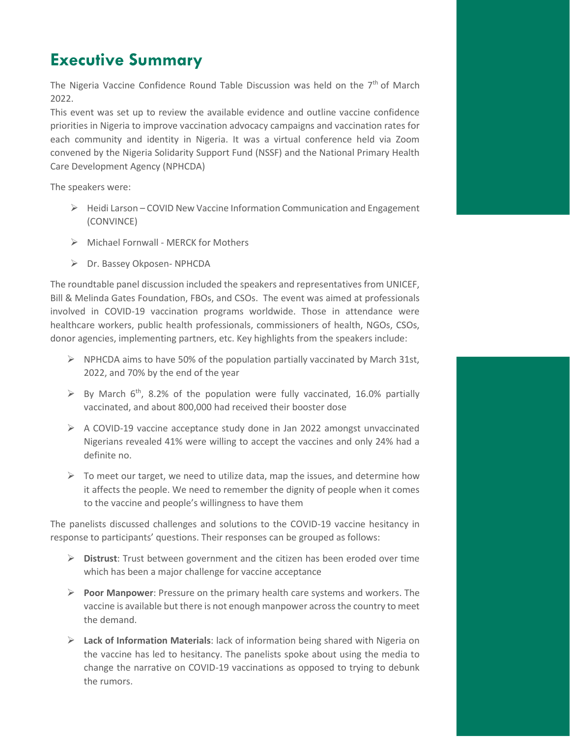# Executive Summary

The Nigeria Vaccine Confidence Round Table Discussion was held on the 7th of March 2022.

This event was set up to review the available evidence and outline vaccine confidence priorities in Nigeria to improve vaccination advocacy campaigns and vaccination rates for each community and identity in Nigeria. It was a virtual conference held via Zoom convened by the Nigeria Solidarity Support Fund (NSSF) and the National Primary Health Care Development Agency (NPHCDA)

The speakers were:

- Heidi Larson – COVID New Vaccine Information Communication and Engagement (CONVINCE)
- Michael Fornwall - MERCK for Mothers
- Dr. Bassey Okposen- NPHCDA

The roundtable panel discussion included the speakers and representatives from UNICEF, Bill & Melinda Gates Foundation, FBOs, and CSOs. The event was aimed at professionals involved in COVID-19 vaccination programs worldwide. Those in attendance were healthcare workers, public health professionals, commissioners of health, NGOs, CSOs, donor agencies, implementing partners, etc. Key highlights from the speakers include:

- NPHCDA aims to have 50% of the population partially vaccinated by March 31st, 2022, and 70% by the end of the year
- By March 6th, 8.2% of the population were fully vaccinated, 16.0% partially vaccinated, and about 800,000 had received their booster dose
- A COVID-19 vaccine acceptance study done in Jan 2022 amongst unvaccinated Nigerians revealed 41% were willing to accept the vaccines and only 24% had a definite no.
- To meet our target, we need to utilize data, map the issues, and determine how it affects the people. We need to remember the dignity of people when it comes to the vaccine and people's willingness to have them

The panelists discussed challenges and solutions to the COVID-19 vaccine hesitancy in response to participants' questions. Their responses can be grouped as follows:

- **Distrust**: Trust between government and the citizen has been eroded over time which has been a major challenge for vaccine acceptance
- **Poor Manpower**: Pressure on the primary health care systems and workers. The vaccine is available but there is not enough manpower across the country to meet the demand.
- **Lack of Information Materials**: lack of information being shared with Nigeria on the vaccine has led to hesitancy. The panelists spoke about using the media to change the narrative on COVID-19 vaccinations as opposed to trying to debunk the rumors.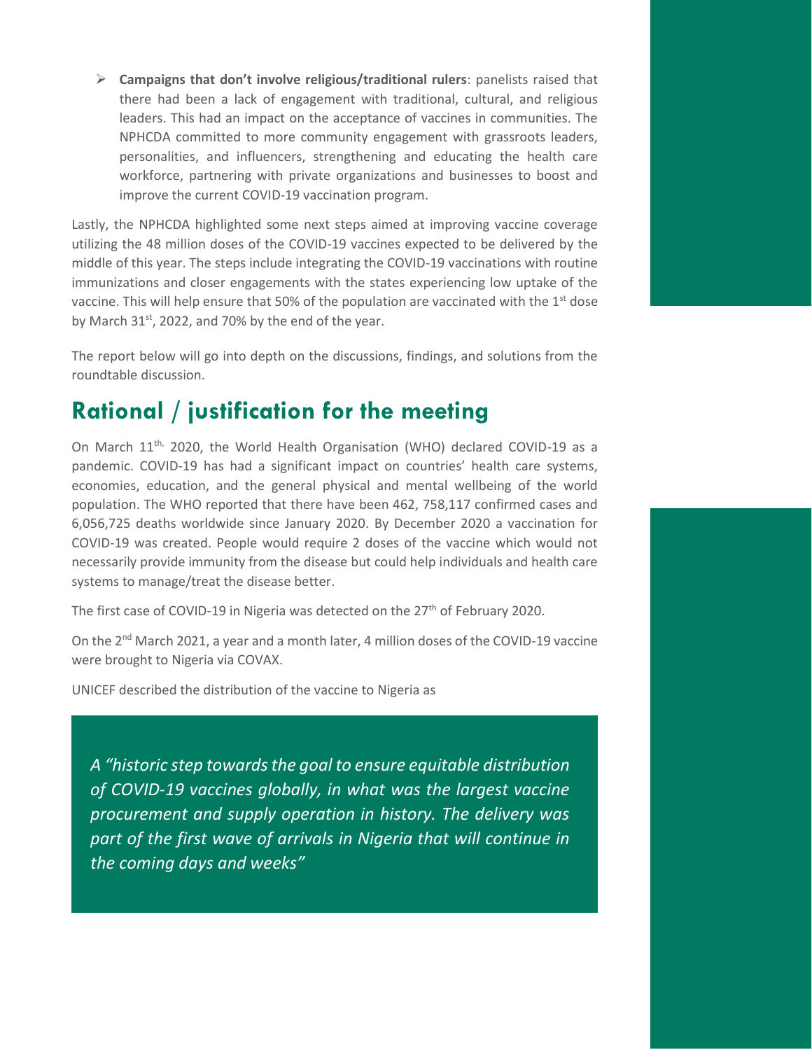- **Campaigns that don't involve religious/traditional rulers**: panelists raised that there had been a lack of engagement with traditional, cultural, and religious leaders. This had an impact on the acceptance of vaccines in communities. The NPHCDA committed to more community engagement with grassroots leaders, personalities, and influencers, strengthening and educating the health care workforce, partnering with private organizations and businesses to boost and improve the current COVID-19 vaccination program.

Lastly, the NPHCDA highlighted some next steps aimed at improving vaccine coverage utilizing the 48 million doses of the COVID-19 vaccines expected to be delivered by the middle of this year. The steps include integrating the COVID-19 vaccinations with routine immunizations and closer engagements with the states experiencing low uptake of the vaccine. This will help ensure that 50% of the population are vaccinated with the 1st dose by March 31st, 2022, and 70% by the end of the year.

The report below will go into depth on the discussions, findings, and solutions from the roundtable discussion.

## Rational / justification for the meeting

On March 11th, 2020, the World Health Organisation (WHO) declared COVID-19 as a pandemic. COVID-19 has had a significant impact on countries' health care systems, economies, education, and the general physical and mental wellbeing of the world population. The WHO reported that there have been 462, 758,117 confirmed cases and 6,056,725 deaths worldwide since January 2020. By December 2020 a vaccination for COVID-19 was created. People would require 2 doses of the vaccine which would not necessarily provide immunity from the disease but could help individuals and health care systems to manage/treat the disease better.

The first case of COVID-19 in Nigeria was detected on the 27th of February 2020.

On the 2nd March 2021, a year and a month later, 4 million doses of the COVID-19 vaccine were brought to Nigeria via COVAX.

UNICEF described the distribution of the vaccine to Nigeria as

> *A "historic step towards the goal to ensure equitable distribution of COVID-19 vaccines globally, in what was the largest vaccine procurement and supply operation in history. The delivery was part of the first wave of arrivals in Nigeria that will continue in the coming days and weeks"*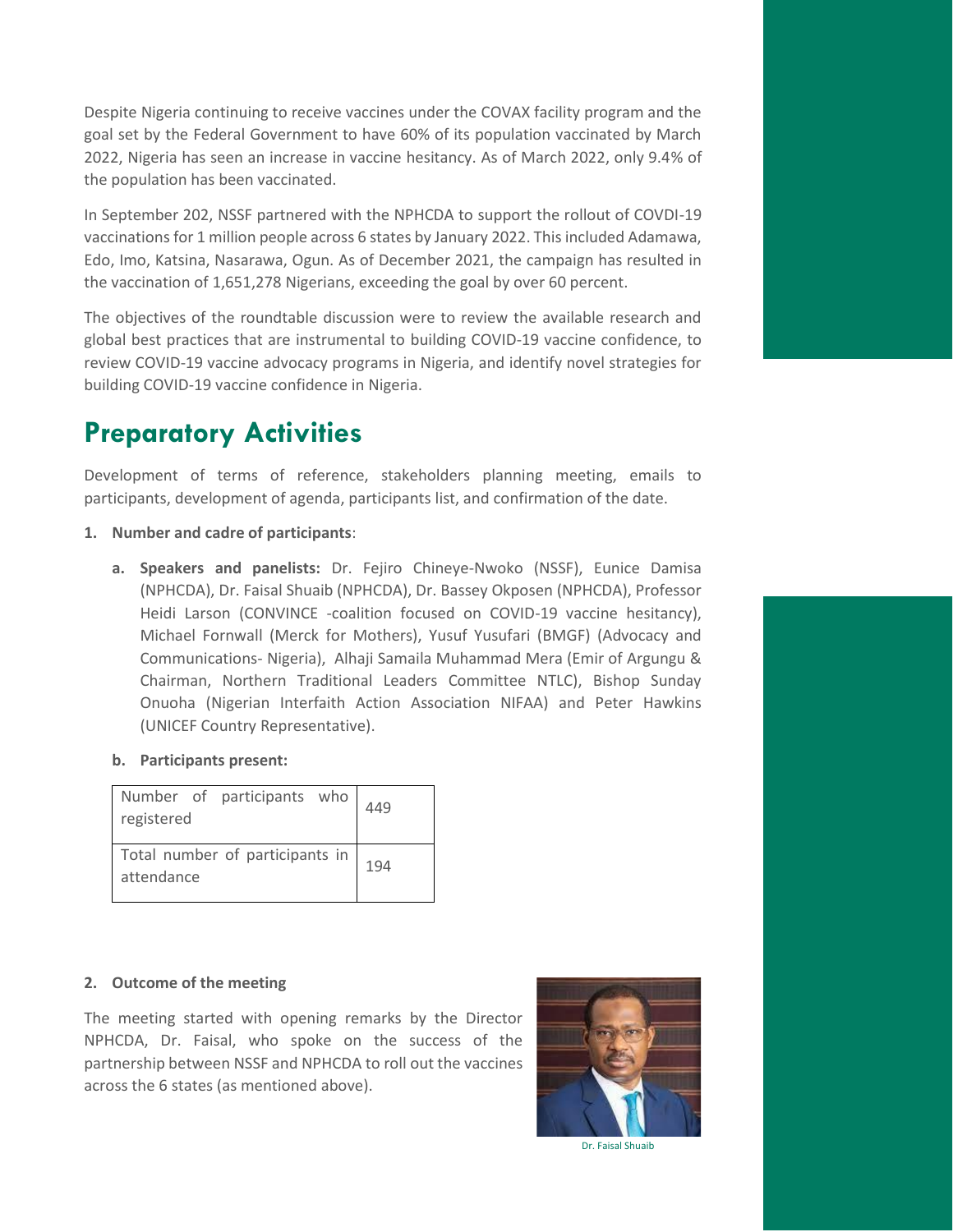Despite Nigeria continuing to receive vaccines under the COVAX facility program and the goal set by the Federal Government to have 60% of its population vaccinated by March 2022, Nigeria has seen an increase in vaccine hesitancy. As of March 2022, only 9.4% of the population has been vaccinated.

In September 202, NSSF partnered with the NPHCDA to support the rollout of COVDI-19 vaccinations for 1 million people across 6 states by January 2022. This included Adamawa, Edo, Imo, Katsina, Nasarawa, Ogun. As of December 2021, the campaign has resulted in the vaccination of 1,651,278 Nigerians, exceeding the goal by over 60 percent.

The objectives of the roundtable discussion were to review the available research and global best practices that are instrumental to building COVID-19 vaccine confidence, to review COVID-19 vaccine advocacy programs in Nigeria, and identify novel strategies for building COVID-19 vaccine confidence in Nigeria.

## Preparatory Activities

Development of terms of reference, stakeholders planning meeting, emails to participants, development of agenda, participants list, and confirmation of the date.

1. **Number and cadre of participants**:

   a. **Speakers and panelists:** Dr. Fejiro Chineye-Nwoko (NSSF), Eunice Damisa (NPHCDA), Dr. Faisal Shuaib (NPHCDA), Dr. Bassey Okposen (NPHCDA), Professor Heidi Larson (CONVINCE -coalition focused on COVID-19 vaccine hesitancy), Michael Fornwall (Merck for Mothers), Yusuf Yusufari (BMGF) (Advocacy and Communications- Nigeria), Alhaji Samaila Muhammad Mera (Emir of Argungu & Chairman, Northern Traditional Leaders Committee NTLC), Bishop Sunday Onuoha (Nigerian Interfaith Action Association NIFAA) and Peter Hawkins (UNICEF Country Representative).

   b. **Participants present:**

| | |
|---|---|
| Number of participants who registered | 449 |
| Total number of participants in attendance | 194 |

2. **Outcome of the meeting**

The meeting started with opening remarks by the Director NPHCDA, Dr. Faisal, who spoke on the success of the partnership between NSSF and NPHCDA to roll out the vaccines across the 6 states (as mentioned above).

Dr. Faisal Shuaib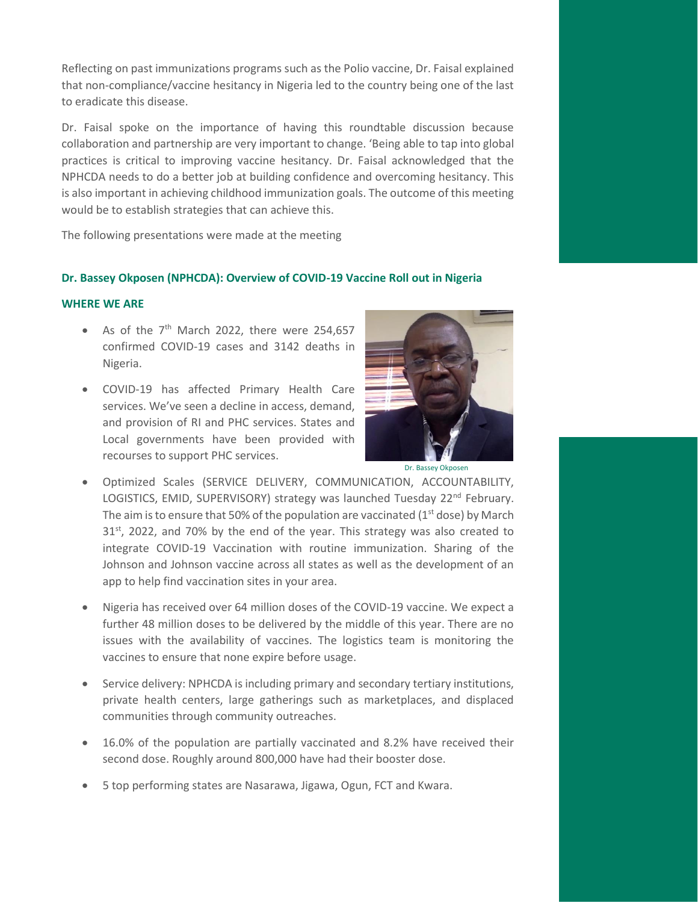Reflecting on past immunizations programs such as the Polio vaccine, Dr. Faisal explained that non-compliance/vaccine hesitancy in Nigeria led to the country being one of the last to eradicate this disease.

Dr. Faisal spoke on the importance of having this roundtable discussion because collaboration and partnership are very important to change. 'Being able to tap into global practices is critical to improving vaccine hesitancy. Dr. Faisal acknowledged that the NPHCDA needs to do a better job at building confidence and overcoming hesitancy. This is also important in achieving childhood immunization goals. The outcome of this meeting would be to establish strategies that can achieve this.

The following presentations were made at the meeting

### Dr. Bassey Okposen (NPHCDA): Overview of COVID-19 Vaccine Roll out in Nigeria

#### WHERE WE ARE

- As of the 7th March 2022, there were 254,657 confirmed COVID-19 cases and 3142 deaths in Nigeria.
- COVID-19 has affected Primary Health Care services. We've seen a decline in access, demand, and provision of RI and PHC services. States and Local governments have been provided with recourses to support PHC services.

Dr. Bassey Okposen

- Optimized Scales (SERVICE DELIVERY, COMMUNICATION, ACCOUNTABILITY, LOGISTICS, EMID, SUPERVISORY) strategy was launched Tuesday 22nd February. The aim is to ensure that 50% of the population are vaccinated (1st dose) by March 31st, 2022, and 70% by the end of the year. This strategy was also created to integrate COVID-19 Vaccination with routine immunization. Sharing of the Johnson and Johnson vaccine across all states as well as the development of an app to help find vaccination sites in your area.
- Nigeria has received over 64 million doses of the COVID-19 vaccine. We expect a further 48 million doses to be delivered by the middle of this year. There are no issues with the availability of vaccines. The logistics team is monitoring the vaccines to ensure that none expire before usage.
- Service delivery: NPHCDA is including primary and secondary tertiary institutions, private health centers, large gatherings such as marketplaces, and displaced communities through community outreaches.
- 16.0% of the population are partially vaccinated and 8.2% have received their second dose. Roughly around 800,000 have had their booster dose.
- 5 top performing states are Nasarawa, Jigawa, Ogun, FCT and Kwara.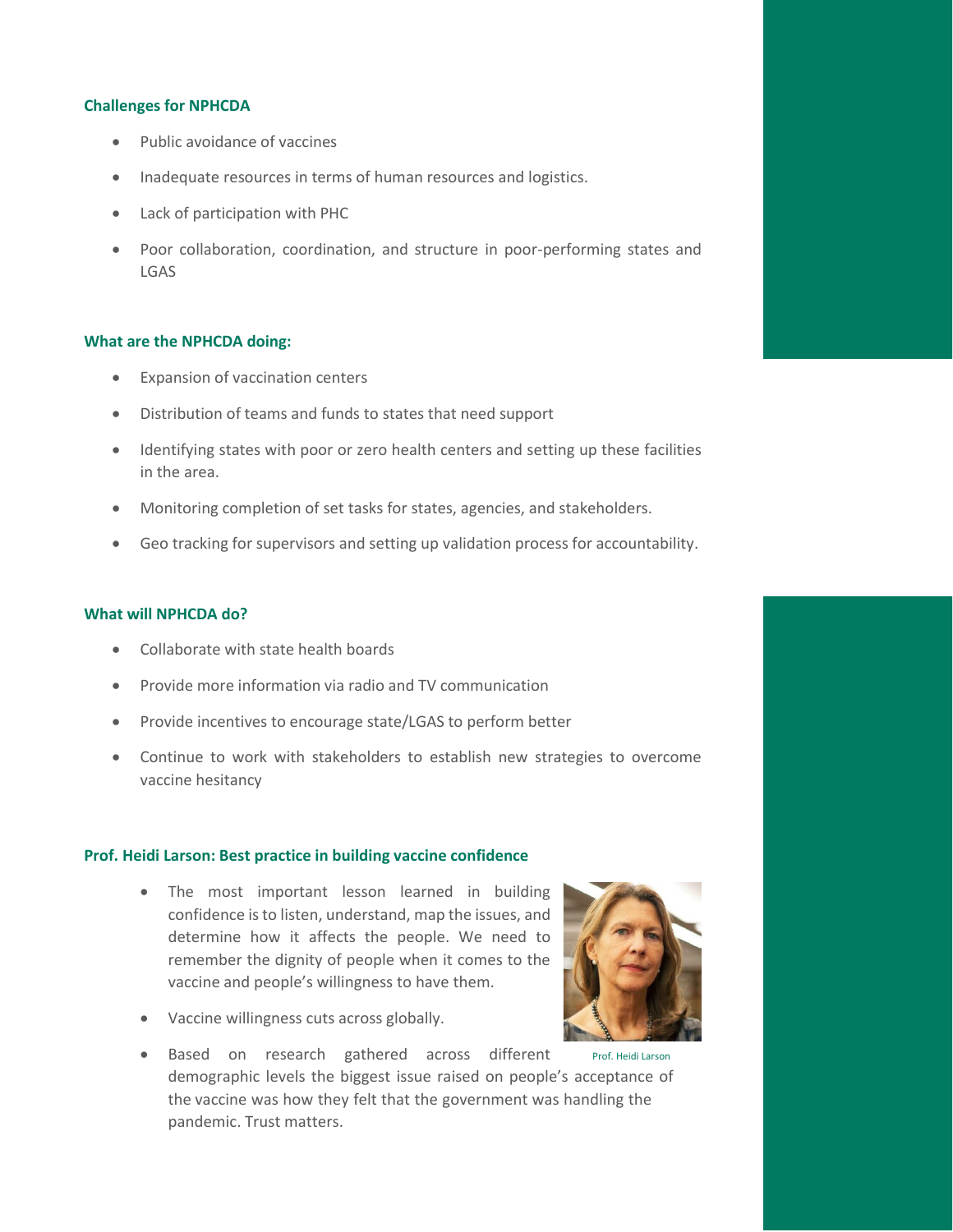### Challenges for NPHCDA

- Public avoidance of vaccines
- Inadequate resources in terms of human resources and logistics.
- Lack of participation with PHC
- Poor collaboration, coordination, and structure in poor-performing states and LGAS

### What are the NPHCDA doing:

- Expansion of vaccination centers
- Distribution of teams and funds to states that need support
- Identifying states with poor or zero health centers and setting up these facilities in the area.
- Monitoring completion of set tasks for states, agencies, and stakeholders.
- Geo tracking for supervisors and setting up validation process for accountability.

### What will NPHCDA do?

- Collaborate with state health boards
- Provide more information via radio and TV communication
- Provide incentives to encourage state/LGAS to perform better
- Continue to work with stakeholders to establish new strategies to overcome vaccine hesitancy

### Prof. Heidi Larson: Best practice in building vaccine confidence

- The most important lesson learned in building confidence is to listen, understand, map the issues, and determine how it affects the people. We need to remember the dignity of people when it comes to the vaccine and people's willingness to have them.
- Vaccine willingness cuts across globally.
- Based on research gathered across different demographic levels the biggest issue raised on people's acceptance of the vaccine was how they felt that the government was handling the pandemic. Trust matters.

Prof. Heidi Larson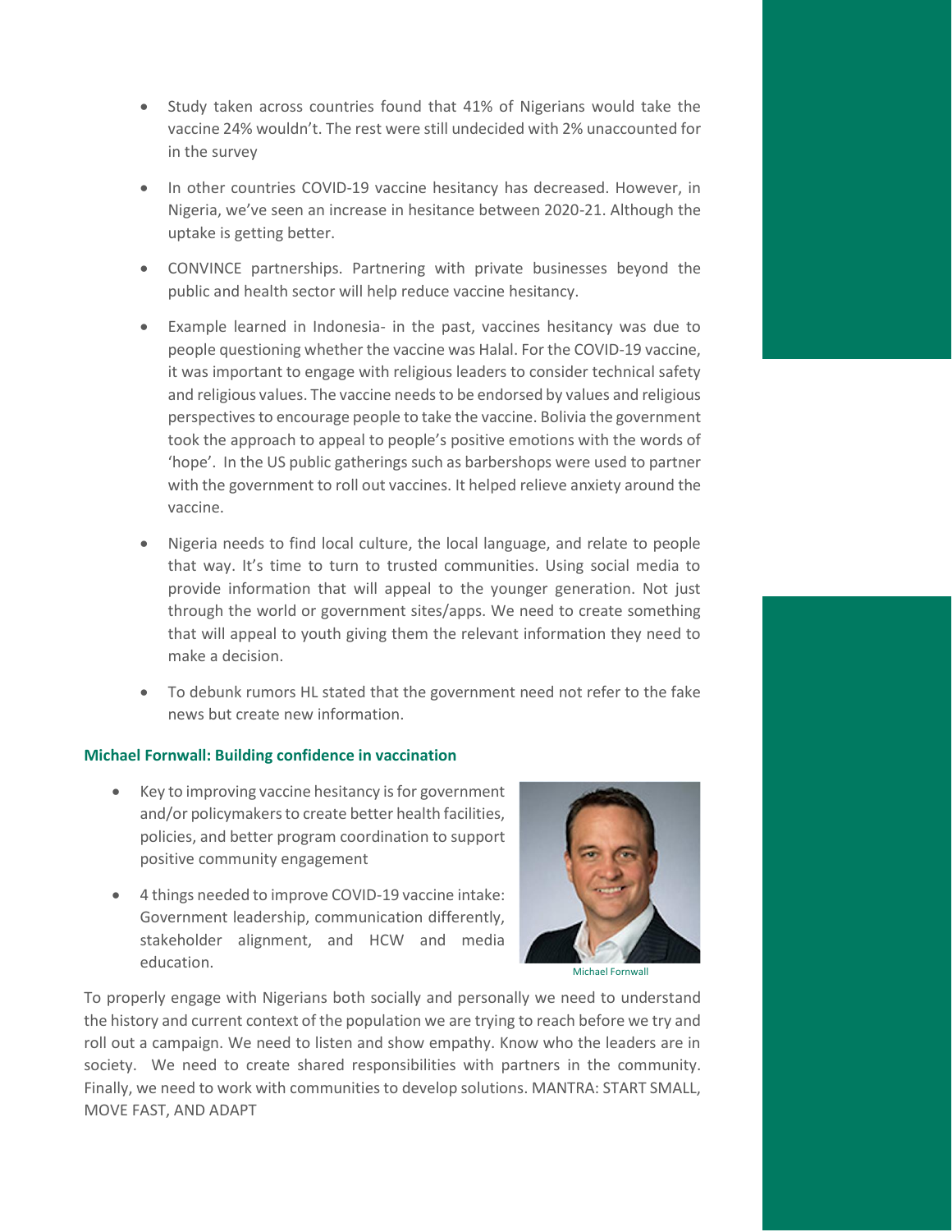- Study taken across countries found that 41% of Nigerians would take the vaccine 24% wouldn't. The rest were still undecided with 2% unaccounted for in the survey
- In other countries COVID-19 vaccine hesitancy has decreased. However, in Nigeria, we've seen an increase in hesitance between 2020-21. Although the uptake is getting better.
- CONVINCE partnerships. Partnering with private businesses beyond the public and health sector will help reduce vaccine hesitancy.
- Example learned in Indonesia- in the past, vaccines hesitancy was due to people questioning whether the vaccine was Halal. For the COVID-19 vaccine, it was important to engage with religious leaders to consider technical safety and religious values. The vaccine needs to be endorsed by values and religious perspectives to encourage people to take the vaccine. Bolivia the government took the approach to appeal to people's positive emotions with the words of 'hope'. In the US public gatherings such as barbershops were used to partner with the government to roll out vaccines. It helped relieve anxiety around the vaccine.
- Nigeria needs to find local culture, the local language, and relate to people that way. It's time to turn to trusted communities. Using social media to provide information that will appeal to the younger generation. Not just through the world or government sites/apps. We need to create something that will appeal to youth giving them the relevant information they need to make a decision.
- To debunk rumors HL stated that the government need not refer to the fake news but create new information.

### Michael Fornwall: Building confidence in vaccination

- Key to improving vaccine hesitancy is for government and/or policymakers to create better health facilities, policies, and better program coordination to support positive community engagement
- 4 things needed to improve COVID-19 vaccine intake: Government leadership, communication differently, stakeholder alignment, and HCW and media education.

Michael Fornwall

To properly engage with Nigerians both socially and personally we need to understand the history and current context of the population we are trying to reach before we try and roll out a campaign. We need to listen and show empathy. Know who the leaders are in society. We need to create shared responsibilities with partners in the community. Finally, we need to work with communities to develop solutions. MANTRA: START SMALL, MOVE FAST, AND ADAPT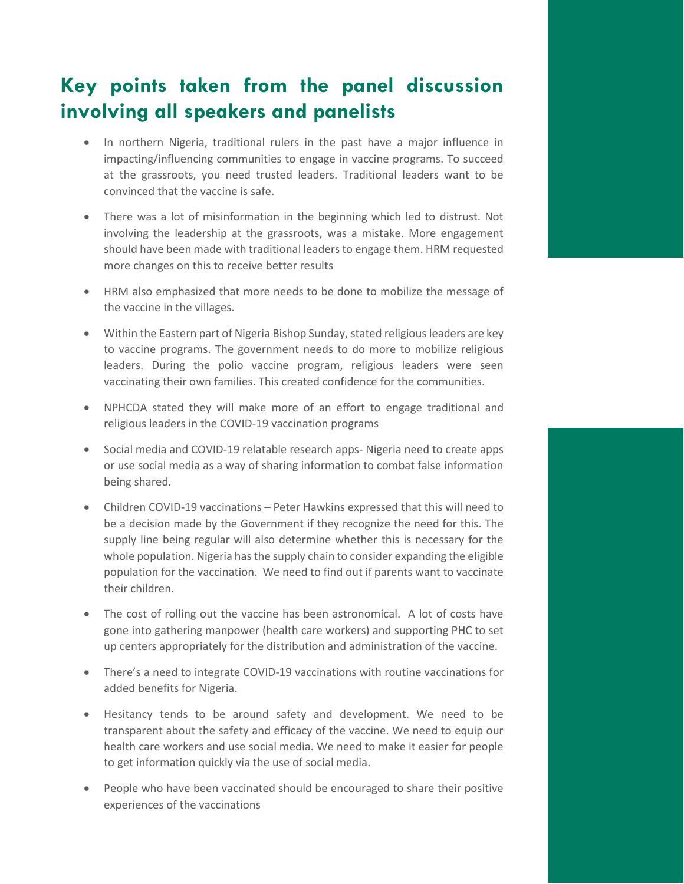## Key points taken from the panel discussion involving all speakers and panelists

- In northern Nigeria, traditional rulers in the past have a major influence in impacting/influencing communities to engage in vaccine programs. To succeed at the grassroots, you need trusted leaders. Traditional leaders want to be convinced that the vaccine is safe.
- There was a lot of misinformation in the beginning which led to distrust. Not involving the leadership at the grassroots, was a mistake. More engagement should have been made with traditional leaders to engage them. HRM requested more changes on this to receive better results
- HRM also emphasized that more needs to be done to mobilize the message of the vaccine in the villages.
- Within the Eastern part of Nigeria Bishop Sunday, stated religious leaders are key to vaccine programs. The government needs to do more to mobilize religious leaders. During the polio vaccine program, religious leaders were seen vaccinating their own families. This created confidence for the communities.
- NPHCDA stated they will make more of an effort to engage traditional and religious leaders in the COVID-19 vaccination programs
- Social media and COVID-19 relatable research apps- Nigeria need to create apps or use social media as a way of sharing information to combat false information being shared.
- Children COVID-19 vaccinations – Peter Hawkins expressed that this will need to be a decision made by the Government if they recognize the need for this. The supply line being regular will also determine whether this is necessary for the whole population. Nigeria has the supply chain to consider expanding the eligible population for the vaccination. We need to find out if parents want to vaccinate their children.
- The cost of rolling out the vaccine has been astronomical. A lot of costs have gone into gathering manpower (health care workers) and supporting PHC to set up centers appropriately for the distribution and administration of the vaccine.
- There's a need to integrate COVID-19 vaccinations with routine vaccinations for added benefits for Nigeria.
- Hesitancy tends to be around safety and development. We need to be transparent about the safety and efficacy of the vaccine. We need to equip our health care workers and use social media. We need to make it easier for people to get information quickly via the use of social media.
- People who have been vaccinated should be encouraged to share their positive experiences of the vaccinations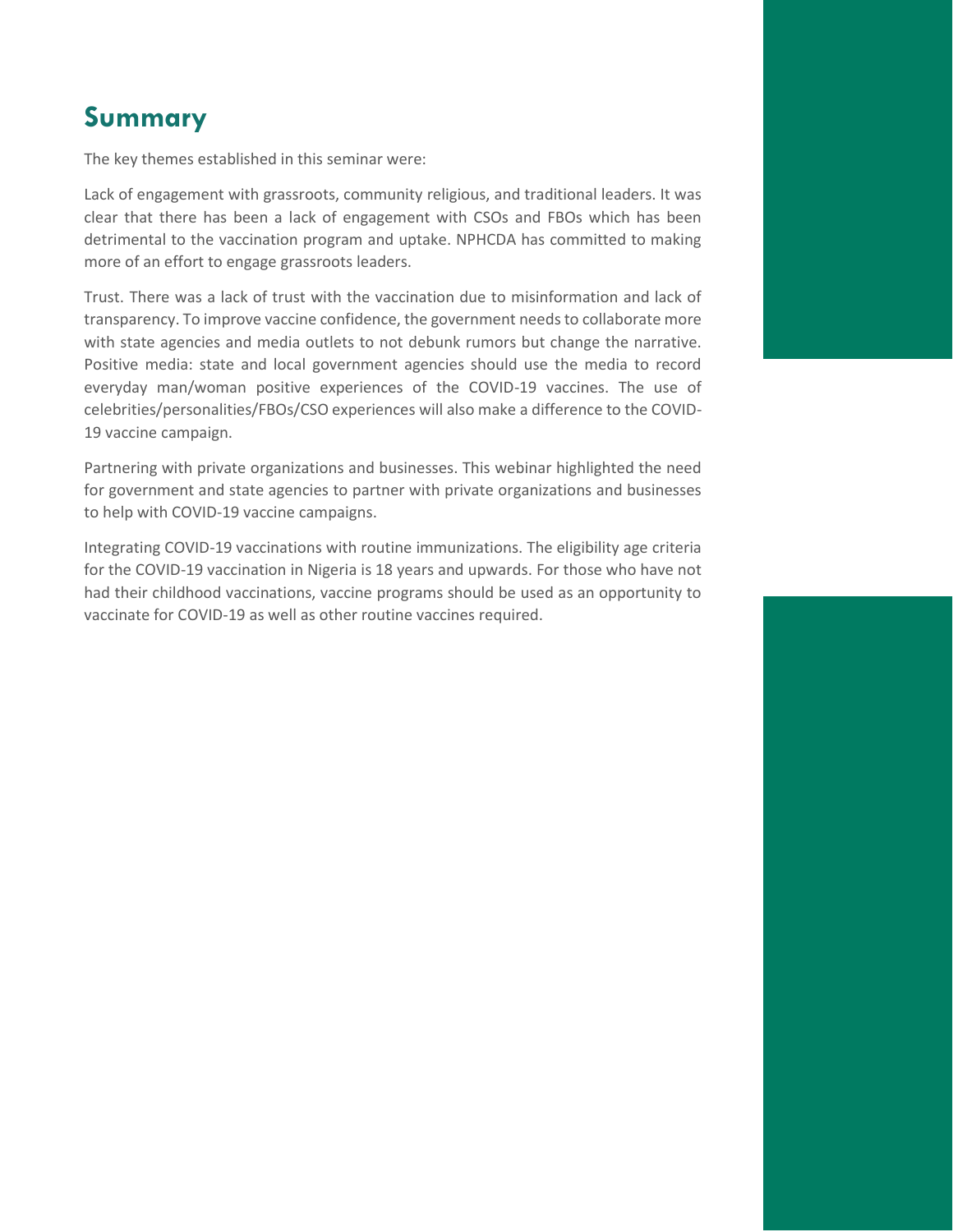## Summary

The key themes established in this seminar were:

Lack of engagement with grassroots, community religious, and traditional leaders. It was clear that there has been a lack of engagement with CSOs and FBOs which has been detrimental to the vaccination program and uptake. NPHCDA has committed to making more of an effort to engage grassroots leaders.

Trust. There was a lack of trust with the vaccination due to misinformation and lack of transparency. To improve vaccine confidence, the government needs to collaborate more with state agencies and media outlets to not debunk rumors but change the narrative. Positive media: state and local government agencies should use the media to record everyday man/woman positive experiences of the COVID-19 vaccines. The use of celebrities/personalities/FBOs/CSO experiences will also make a difference to the COVID-19 vaccine campaign.

Partnering with private organizations and businesses. This webinar highlighted the need for government and state agencies to partner with private organizations and businesses to help with COVID-19 vaccine campaigns.

Integrating COVID-19 vaccinations with routine immunizations. The eligibility age criteria for the COVID-19 vaccination in Nigeria is 18 years and upwards. For those who have not had their childhood vaccinations, vaccine programs should be used as an opportunity to vaccinate for COVID-19 as well as other routine vaccines required.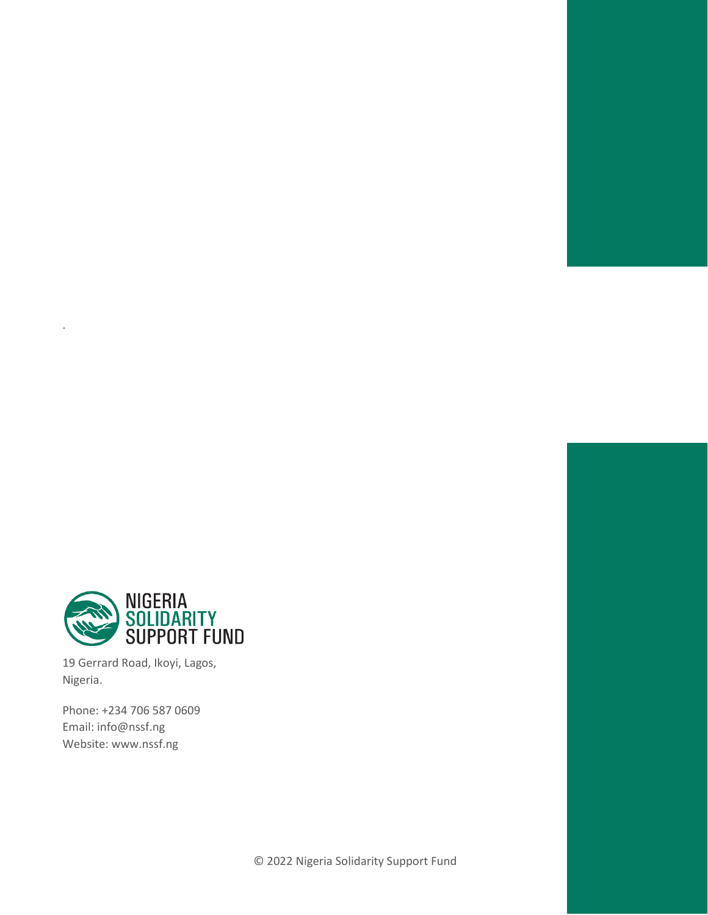NIGERIA SOLIDARITY SUPPORT FUND

19 Gerrard Road, Ikoyi, Lagos,
Nigeria.

Phone: +234 706 587 0609
Email: info@nssf.ng
Website: www.nssf.ng

© 2022 Nigeria Solidarity Support Fund